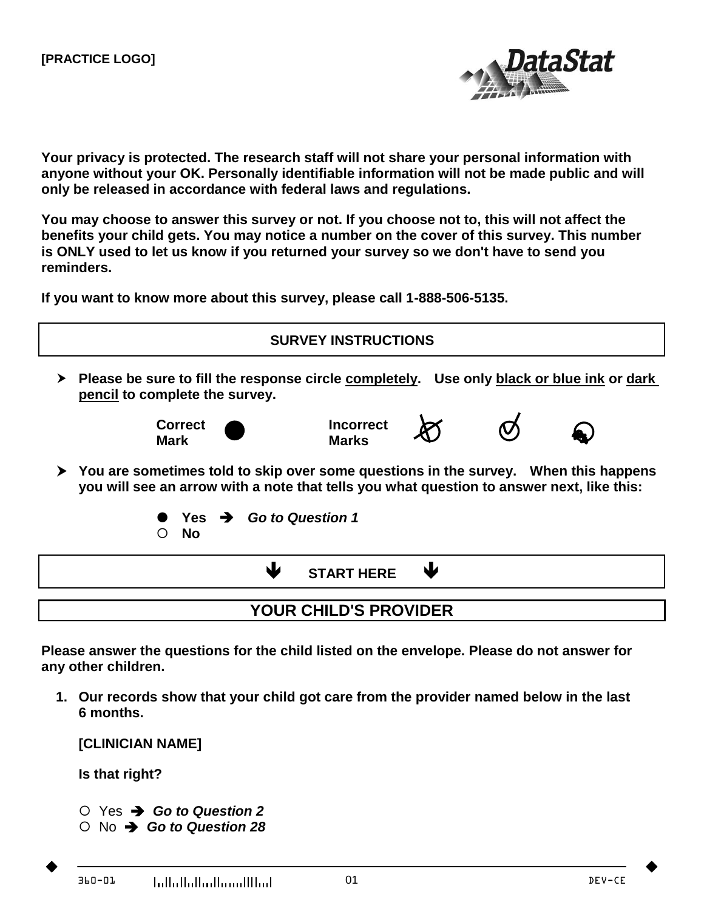[PRACTICE LOGO]

DataStat

**Your privacy is protected. The research staff will not share your personal information with anyone without your OK. Personally identifiable information will not be made public and will only be released in accordance with federal laws and regulations.**

**You may choose to answer this survey or not. If you choose not to, this will not affect the benefits your child gets. You may notice a number on the cover of this survey. This number is ONLY used to let us know if you returned your survey so we don't have to send you reminders.**

**If you want to know more about this survey, please call 1-888-506-5135.**

## SURVEY INSTRUCTIONS

- **Please be sure to fill the response circle completely. Use only black or blue ink or dark pencil to complete the survey.**

  **Correct Mark** ● **Incorrect Marks**

- **You are sometimes told to skip over some questions in the survey. When this happens you will see an arrow with a note that tells you what question to answer next, like this:**

  ● **Yes** ➔ ***Go to Question 1***
  ○ **No**

## START HERE

## YOUR CHILD'S PROVIDER

**Please answer the questions for the child listed on the envelope. Please do not answer for any other children.**

1. **Our records show that your child got care from the provider named below in the last 6 months.**

   **[CLINICIAN NAME]**

   **Is that right?**

   ○ Yes ➔ ***Go to Question 2***
   ○ No ➔ ***Go to Question 28***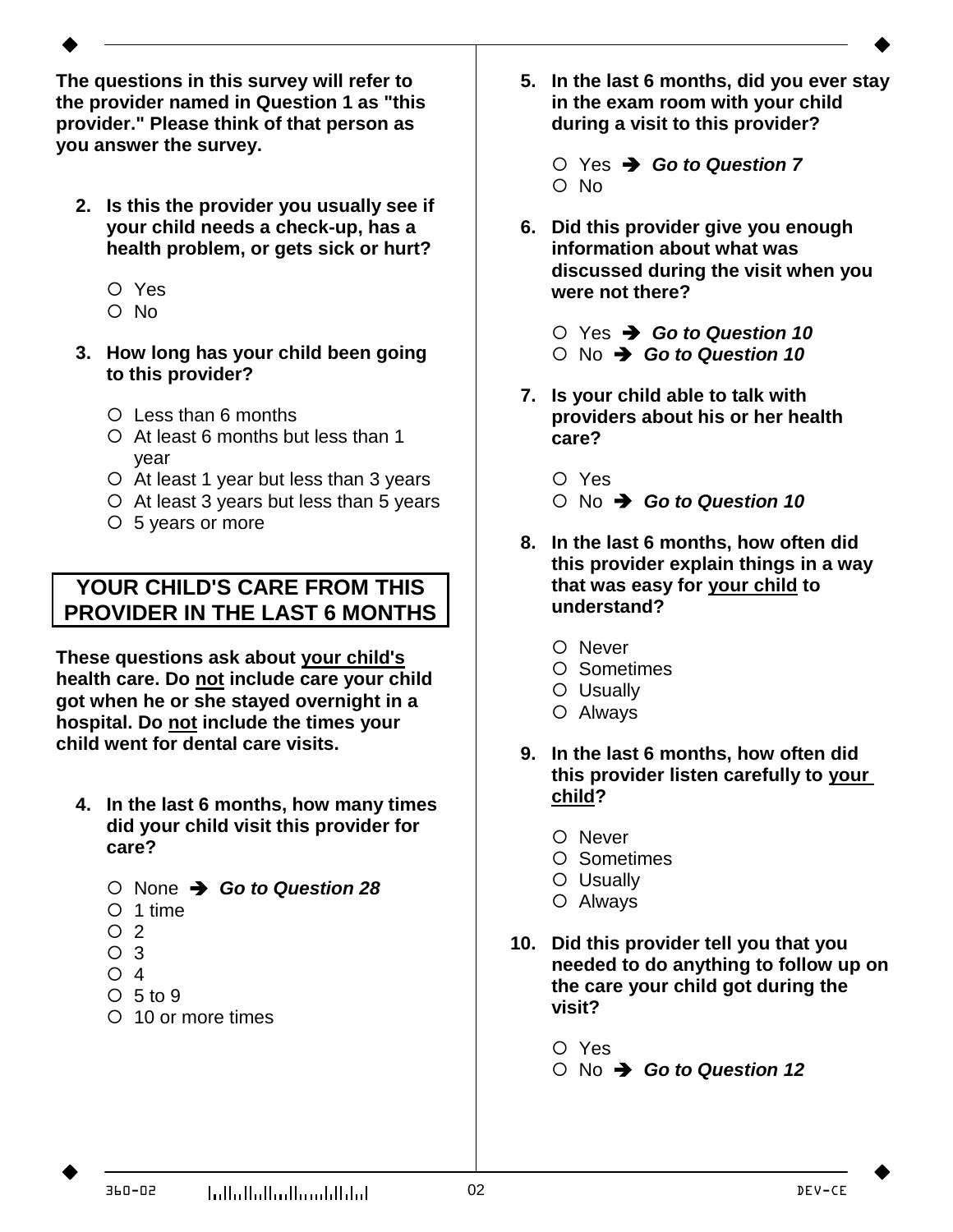**The questions in this survey will refer to the provider named in Question 1 as "this provider." Please think of that person as you answer the survey.**

2. **Is this the provider you usually see if your child needs a check-up, has a health problem, or gets sick or hurt?**

   ○ Yes
   ○ No

3. **How long has your child been going to this provider?**

   ○ Less than 6 months
   ○ At least 6 months but less than 1 year
   ○ At least 1 year but less than 3 years
   ○ At least 3 years but less than 5 years
   ○ 5 years or more

## YOUR CHILD'S CARE FROM THIS PROVIDER IN THE LAST 6 MONTHS

**These questions ask about your child's health care. Do not include care your child got when he or she stayed overnight in a hospital. Do not include the times your child went for dental care visits.**

4. **In the last 6 months, how many times did your child visit this provider for care?**

   ○ None ➔ ***Go to Question 28***
   ○ 1 time
   ○ 2
   ○ 3
   ○ 4
   ○ 5 to 9
   ○ 10 or more times

5. **In the last 6 months, did you ever stay in the exam room with your child during a visit to this provider?**

   ○ Yes ➔ ***Go to Question 7***
   ○ No

6. **Did this provider give you enough information about what was discussed during the visit when you were not there?**

   ○ Yes ➔ ***Go to Question 10***
   ○ No ➔ ***Go to Question 10***

7. **Is your child able to talk with providers about his or her health care?**

   ○ Yes
   ○ No ➔ ***Go to Question 10***

8. **In the last 6 months, how often did this provider explain things in a way that was easy for your child to understand?**

   ○ Never
   ○ Sometimes
   ○ Usually
   ○ Always

9. **In the last 6 months, how often did this provider listen carefully to your child?**

   ○ Never
   ○ Sometimes
   ○ Usually
   ○ Always

10. **Did this provider tell you that you needed to do anything to follow up on the care your child got during the visit?**

    ○ Yes
    ○ No ➔ ***Go to Question 12***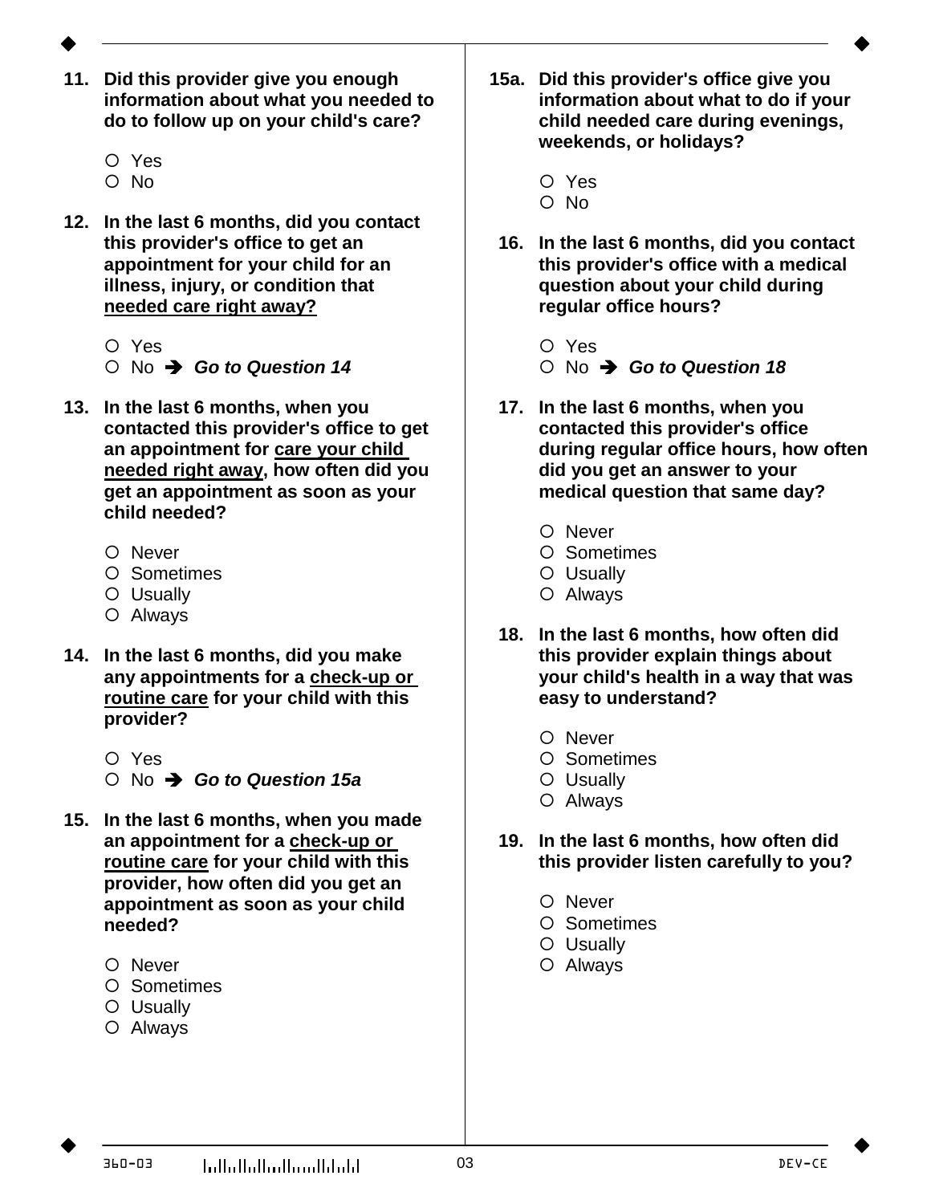**11. Did this provider give you enough information about what you needed to do to follow up on your child's care?**

- ○ Yes
- ○ No

**12. In the last 6 months, did you contact this provider's office to get an appointment for your child for an illness, injury, or condition that <u>needed care right away?</u>**

- ○ Yes
- ○ No ➔ ***Go to Question 14***

**13. In the last 6 months, when you contacted this provider's office to get an appointment for <u>care your child needed right away</u>, how often did you get an appointment as soon as your child needed?**

- ○ Never
- ○ Sometimes
- ○ Usually
- ○ Always

**14. In the last 6 months, did you make any appointments for a <u>check-up or routine care</u> for your child with this provider?**

- ○ Yes
- ○ No ➔ ***Go to Question 15a***

**15. In the last 6 months, when you made an appointment for a <u>check-up or routine care</u> for your child with this provider, how often did you get an appointment as soon as your child needed?**

- ○ Never
- ○ Sometimes
- ○ Usually
- ○ Always

**15a. Did this provider's office give you information about what to do if your child needed care during evenings, weekends, or holidays?**

- ○ Yes
- ○ No

**16. In the last 6 months, did you contact this provider's office with a medical question about your child during regular office hours?**

- ○ Yes
- ○ No ➔ ***Go to Question 18***

**17. In the last 6 months, when you contacted this provider's office during regular office hours, how often did you get an answer to your medical question that same day?**

- ○ Never
- ○ Sometimes
- ○ Usually
- ○ Always

**18. In the last 6 months, how often did this provider explain things about your child's health in a way that was easy to understand?**

- ○ Never
- ○ Sometimes
- ○ Usually
- ○ Always

**19. In the last 6 months, how often did this provider listen carefully to you?**

- ○ Never
- ○ Sometimes
- ○ Usually
- ○ Always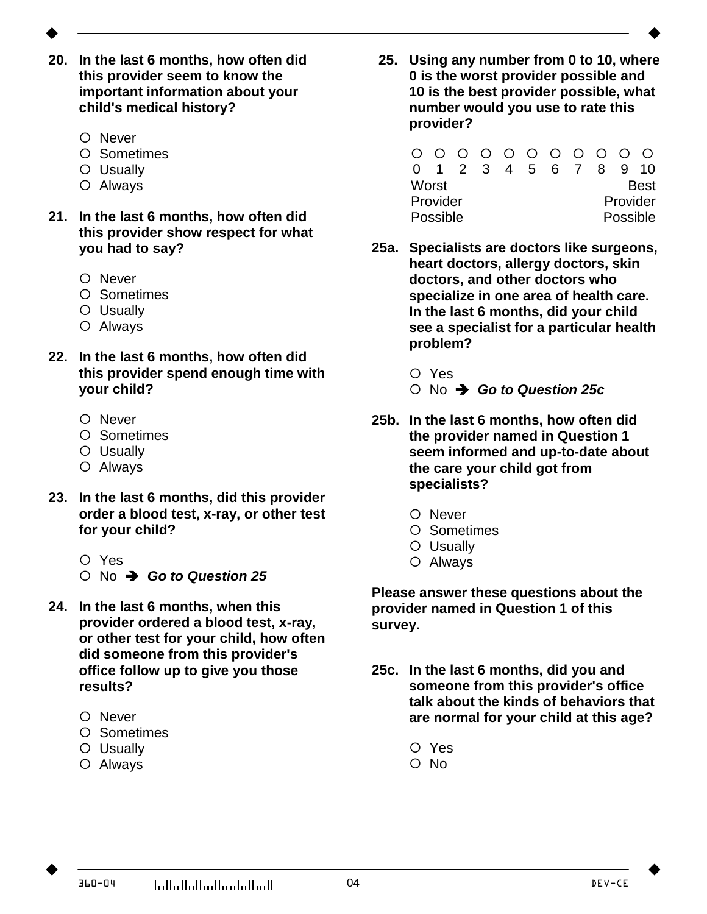**20. In the last 6 months, how often did this provider seem to know the important information about your child's medical history?**

- ○ Never
- ○ Sometimes
- ○ Usually
- ○ Always

**21. In the last 6 months, how often did this provider show respect for what you had to say?**

- ○ Never
- ○ Sometimes
- ○ Usually
- ○ Always

**22. In the last 6 months, how often did this provider spend enough time with your child?**

- ○ Never
- ○ Sometimes
- ○ Usually
- ○ Always

**23. In the last 6 months, did this provider order a blood test, x-ray, or other test for your child?**

- ○ Yes
- ○ No ➔ ***Go to Question 25***

**24. In the last 6 months, when this provider ordered a blood test, x-ray, or other test for your child, how often did someone from this provider's office follow up to give you those results?**

- ○ Never
- ○ Sometimes
- ○ Usually
- ○ Always

**25. Using any number from 0 to 10, where 0 is the worst provider possible and 10 is the best provider possible, what number would you use to rate this provider?**

| ○ | ○ | ○ | ○ | ○ | ○ | ○ | ○ | ○ | ○ | ○ |
|---|---|---|---|---|---|---|---|---|---|---|
| 0 | 1 | 2 | 3 | 4 | 5 | 6 | 7 | 8 | 9 | 10 |
| Worst Provider Possible | | | | | | | | | | Best Provider Possible |

**25a. Specialists are doctors like surgeons, heart doctors, allergy doctors, skin doctors, and other doctors who specialize in one area of health care. In the last 6 months, did your child see a specialist for a particular health problem?**

- ○ Yes
- ○ No ➔ ***Go to Question 25c***

**25b. In the last 6 months, how often did the provider named in Question 1 seem informed and up-to-date about the care your child got from specialists?**

- ○ Never
- ○ Sometimes
- ○ Usually
- ○ Always

**Please answer these questions about the provider named in Question 1 of this survey.**

**25c. In the last 6 months, did you and someone from this provider's office talk about the kinds of behaviors that are normal for your child at this age?**

- ○ Yes
- ○ No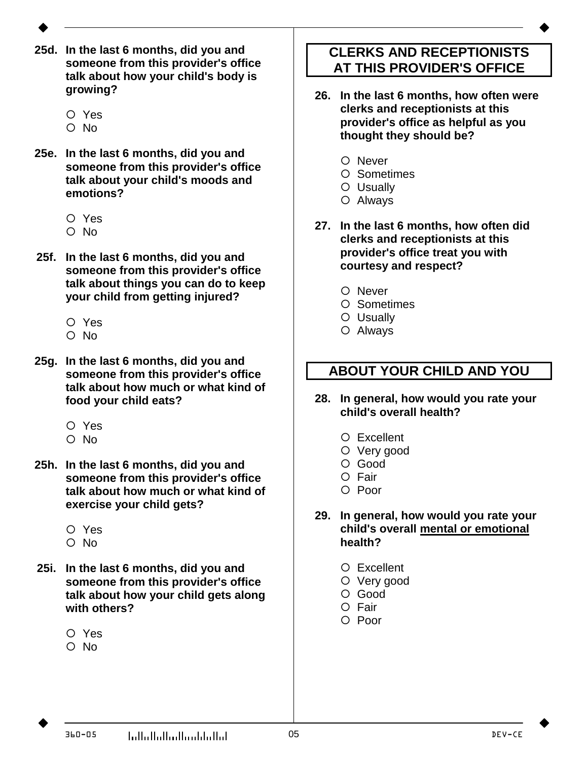**25d. In the last 6 months, did you and someone from this provider's office talk about how your child's body is growing?**

- ○ Yes
- ○ No

**25e. In the last 6 months, did you and someone from this provider's office talk about your child's moods and emotions?**

- ○ Yes
- ○ No

**25f. In the last 6 months, did you and someone from this provider's office talk about things you can do to keep your child from getting injured?**

- ○ Yes
- ○ No

**25g. In the last 6 months, did you and someone from this provider's office talk about how much or what kind of food your child eats?**

- ○ Yes
- ○ No

**25h. In the last 6 months, did you and someone from this provider's office talk about how much or what kind of exercise your child gets?**

- ○ Yes
- ○ No

**25i. In the last 6 months, did you and someone from this provider's office talk about how your child gets along with others?**

- ○ Yes
- ○ No

## CLERKS AND RECEPTIONISTS AT THIS PROVIDER'S OFFICE

**26. In the last 6 months, how often were clerks and receptionists at this provider's office as helpful as you thought they should be?**

- ○ Never
- ○ Sometimes
- ○ Usually
- ○ Always

**27. In the last 6 months, how often did clerks and receptionists at this provider's office treat you with courtesy and respect?**

- ○ Never
- ○ Sometimes
- ○ Usually
- ○ Always

## ABOUT YOUR CHILD AND YOU

**28. In general, how would you rate your child's overall health?**

- ○ Excellent
- ○ Very good
- ○ Good
- ○ Fair
- ○ Poor

**29. In general, how would you rate your child's overall <u>mental or emotional</u> health?**

- ○ Excellent
- ○ Very good
- ○ Good
- ○ Fair
- ○ Poor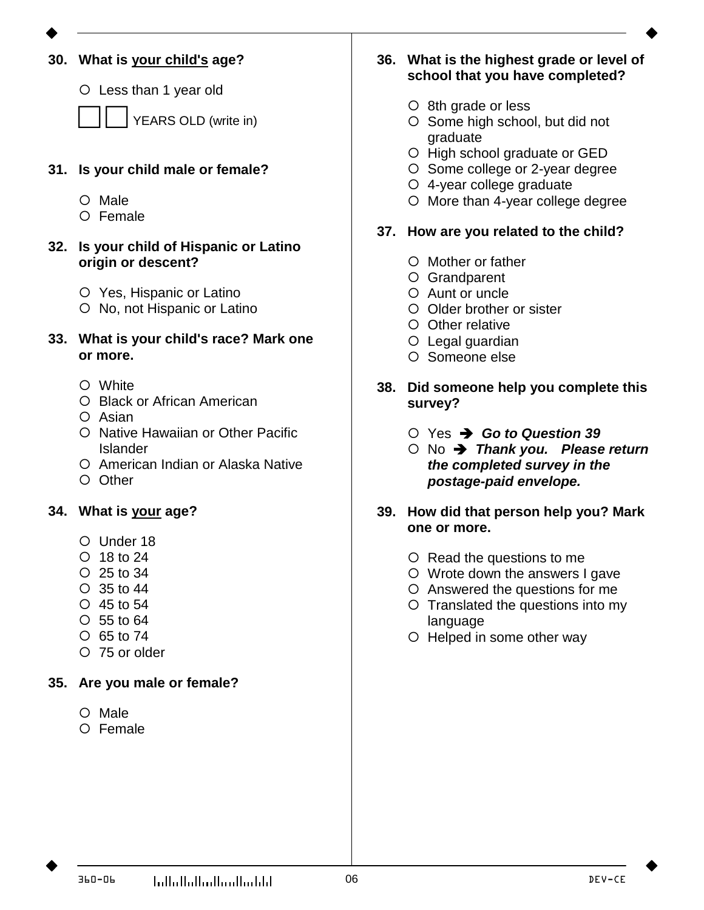**30. What is your child's age?**

- ○ Less than 1 year old
- ☐☐ YEARS OLD (write in)

**31. Is your child male or female?**

- ○ Male
- ○ Female

**32. Is your child of Hispanic or Latino origin or descent?**

- ○ Yes, Hispanic or Latino
- ○ No, not Hispanic or Latino

**33. What is your child's race? Mark one or more.**

- ○ White
- ○ Black or African American
- ○ Asian
- ○ Native Hawaiian or Other Pacific Islander
- ○ American Indian or Alaska Native
- ○ Other

**34. What is your age?**

- ○ Under 18
- ○ 18 to 24
- ○ 25 to 34
- ○ 35 to 44
- ○ 45 to 54
- ○ 55 to 64
- ○ 65 to 74
- ○ 75 or older

**35. Are you male or female?**

- ○ Male
- ○ Female

**36. What is the highest grade or level of school that you have completed?**

- ○ 8th grade or less
- ○ Some high school, but did not graduate
- ○ High school graduate or GED
- ○ Some college or 2-year degree
- ○ 4-year college graduate
- ○ More than 4-year college degree

**37. How are you related to the child?**

- ○ Mother or father
- ○ Grandparent
- ○ Aunt or uncle
- ○ Older brother or sister
- ○ Other relative
- ○ Legal guardian
- ○ Someone else

**38. Did someone help you complete this survey?**

- ○ Yes ➔ ***Go to Question 39***
- ○ No ➔ ***Thank you. Please return the completed survey in the postage-paid envelope.***

**39. How did that person help you? Mark one or more.**

- ○ Read the questions to me
- ○ Wrote down the answers I gave
- ○ Answered the questions for me
- ○ Translated the questions into my language
- ○ Helped in some other way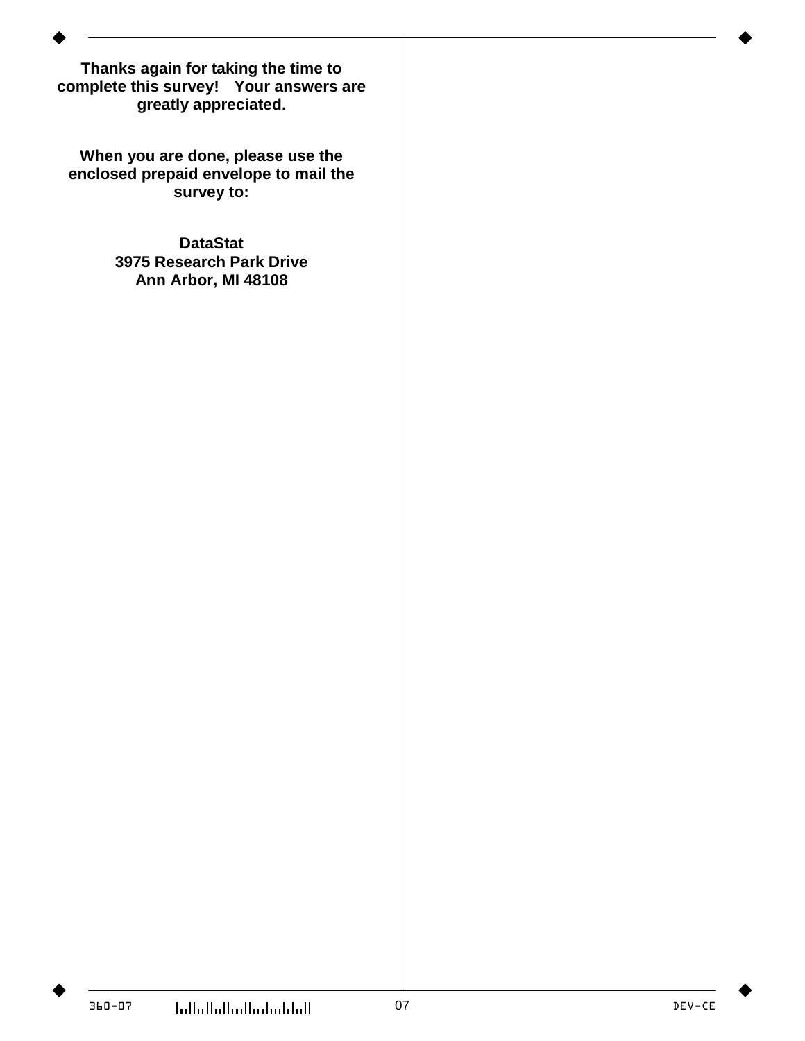**Thanks again for taking the time to complete this survey! Your answers are greatly appreciated.**

**When you are done, please use the enclosed prepaid envelope to mail the survey to:**

**DataStat**
**3975 Research Park Drive**
**Ann Arbor, MI 48108**